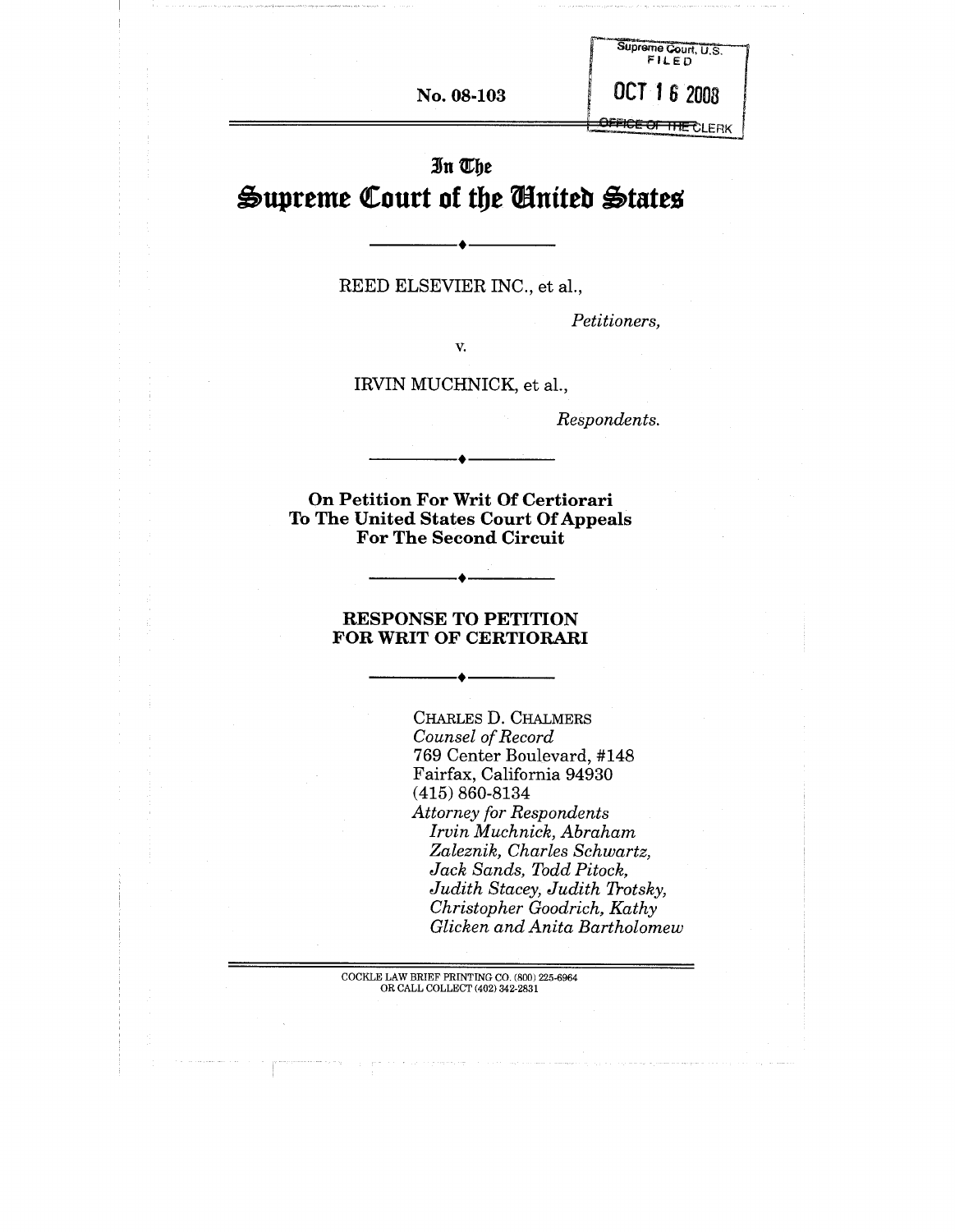Supreme Court, U.S.
FILED

OCT 16 2008

OFFICE OF THE CLERK

No. 08-103

# In The Supreme Court of the United States

REED ELSEVIER INC., et al.,

*Petitioners,*

v.

IRVIN MUCHNICK, et al.,

*Respondents.*

**On Petition For Writ Of Certiorari To The United States Court Of Appeals For The Second Circuit**

**RESPONSE TO PETITION FOR WRIT OF CERTIORARI**

CHARLES D. CHALMERS
*Counsel of Record*
769 Center Boulevard, #148
Fairfax, California 94930
(415) 860-8134
*Attorney for Respondents Irvin Muchnick, Abraham Zaleznik, Charles Schwartz, Jack Sands, Todd Pitock, Judith Stacey, Judith Trotsky, Christopher Goodrich, Kathy Glicken and Anita Bartholomew*

COCKLE LAW BRIEF PRINTING CO. (800) 225-6964
OR CALL COLLECT (402) 342-2831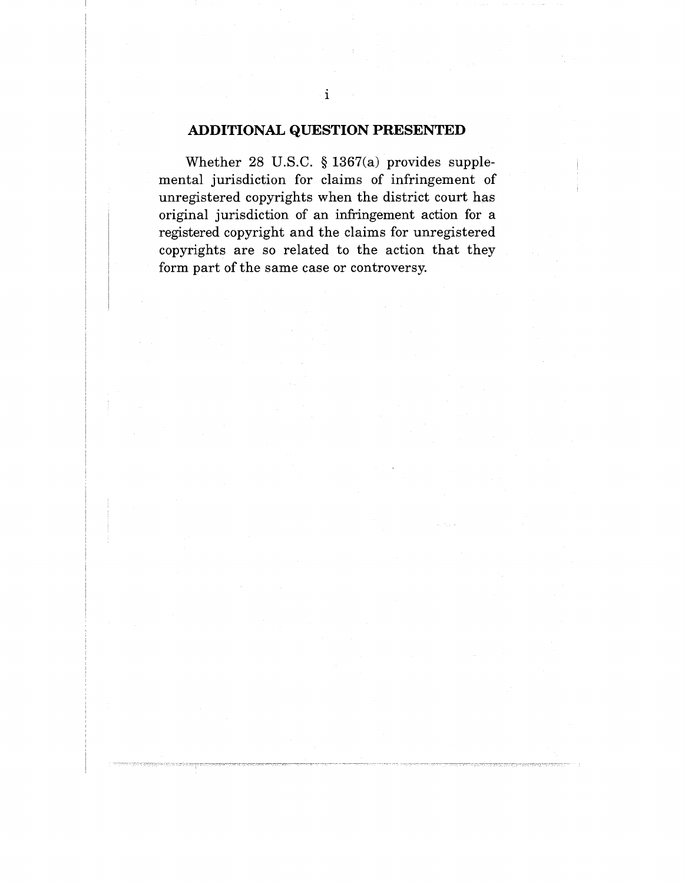## ADDITIONAL QUESTION PRESENTED

Whether 28 U.S.C. § 1367(a) provides supplemental jurisdiction for claims of infringement of unregistered copyrights when the district court has original jurisdiction of an infringement action for a registered copyright and the claims for unregistered copyrights are so related to the action that they form part of the same case or controversy.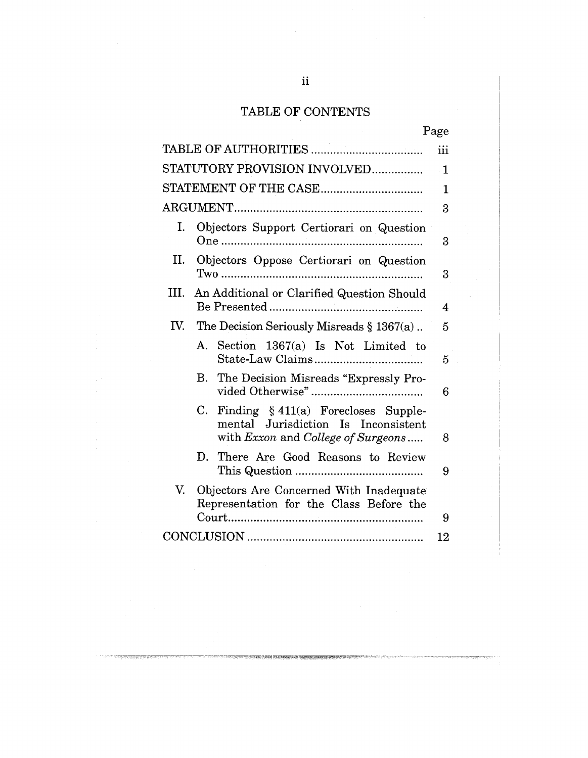# TABLE OF CONTENTS

| | Page |
|---|---|
| TABLE OF AUTHORITIES | iii |
| STATUTORY PROVISION INVOLVED | 1 |
| STATEMENT OF THE CASE | 1 |
| ARGUMENT | 3 |
| I. Objectors Support Certiorari on Question One | 3 |
| II. Objectors Oppose Certiorari on Question Two | 3 |
| III. An Additional or Clarified Question Should Be Presented | 4 |
| IV. The Decision Seriously Misreads § 1367(a) | 5 |
| A. Section 1367(a) Is Not Limited to State-Law Claims | 5 |
| B. The Decision Misreads "Expressly Provided Otherwise" | 6 |
| C. Finding § 411(a) Forecloses Supplemental Jurisdiction Is Inconsistent with *Exxon* and *College of Surgeons* | 8 |
| D. There Are Good Reasons to Review This Question | 9 |
| V. Objectors Are Concerned With Inadequate Representation for the Class Before the Court | 9 |
| CONCLUSION | 12 |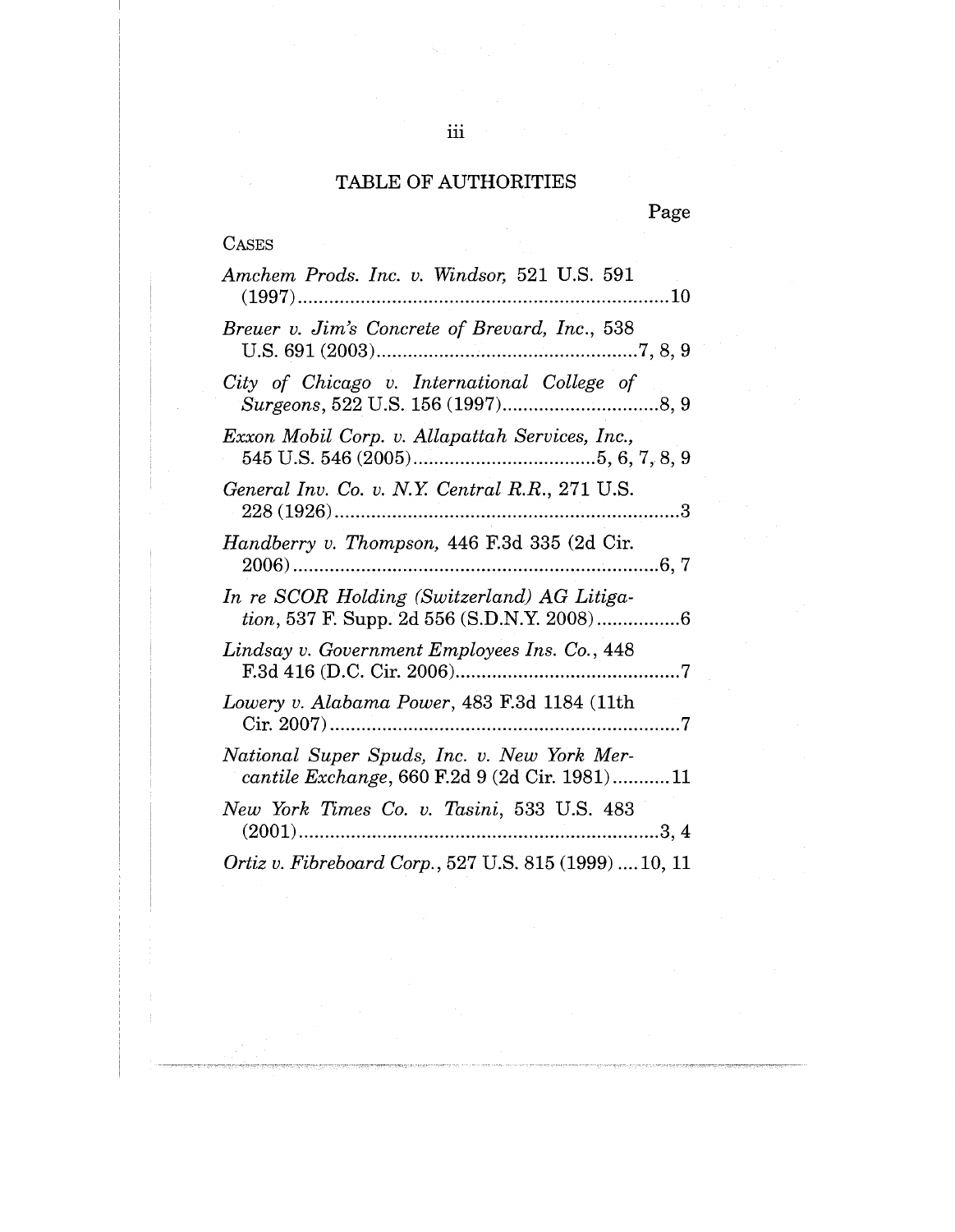## TABLE OF AUTHORITIES

Page

CASES

*Amchem Prods. Inc. v. Windsor,* 521 U.S. 591 (1997)....................................................................10

*Breuer v. Jim's Concrete of Brevard, Inc.*, 538 U.S. 691 (2003)..................................................7, 8, 9

*City of Chicago v. International College of Surgeons*, 522 U.S. 156 (1997)..............................8, 9

*Exxon Mobil Corp. v. Allapattah Services, Inc.,* 545 U.S. 546 (2005)..................................5, 6, 7, 8, 9

*General Inv. Co. v. N.Y. Central R.R.*, 271 U.S. 228 (1926)....................................................................3

*Handberry v. Thompson,* 446 F.3d 335 (2d Cir. 2006)....................................................................6, 7

*In re SCOR Holding (Switzerland) AG Litigation*, 537 F. Supp. 2d 556 (S.D.N.Y. 2008)................6

*Lindsay v. Government Employees Ins. Co.*, 448 F.3d 416 (D.C. Cir. 2006)..........................................7

*Lowery v. Alabama Power*, 483 F.3d 1184 (11th Cir. 2007)....................................................................7

*National Super Spuds, Inc. v. New York Mercantile Exchange*, 660 F.2d 9 (2d Cir. 1981)...........11

*New York Times Co. v. Tasini*, 533 U.S. 483 (2001)....................................................................3, 4

*Ortiz v. Fibreboard Corp.*, 527 U.S. 815 (1999) ....10, 11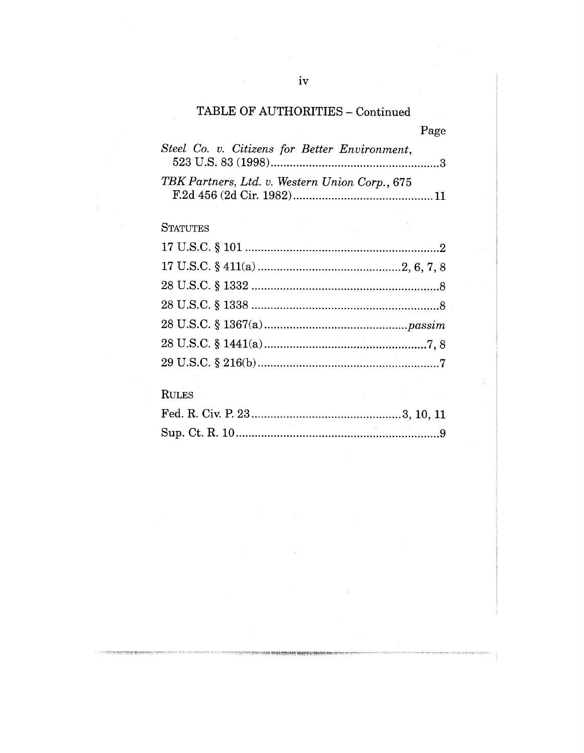## TABLE OF AUTHORITIES – Continued

Page

*Steel Co. v. Citizens for Better Environment*, 523 U.S. 83 (1998) .....3

*TBK Partners, Ltd. v. Western Union Corp.*, 675 F.2d 456 (2d Cir. 1982) .....11

### STATUTES

17 U.S.C. § 101 .....2

17 U.S.C. § 411(a) .....2, 6, 7, 8

28 U.S.C. § 1332 .....8

28 U.S.C. § 1338 .....8

28 U.S.C. § 1367(a) .....*passim*

28 U.S.C. § 1441(a) .....7, 8

29 U.S.C. § 216(b) .....7

### RULES

Fed. R. Civ. P. 23 .....3, 10, 11

Sup. Ct. R. 10 .....9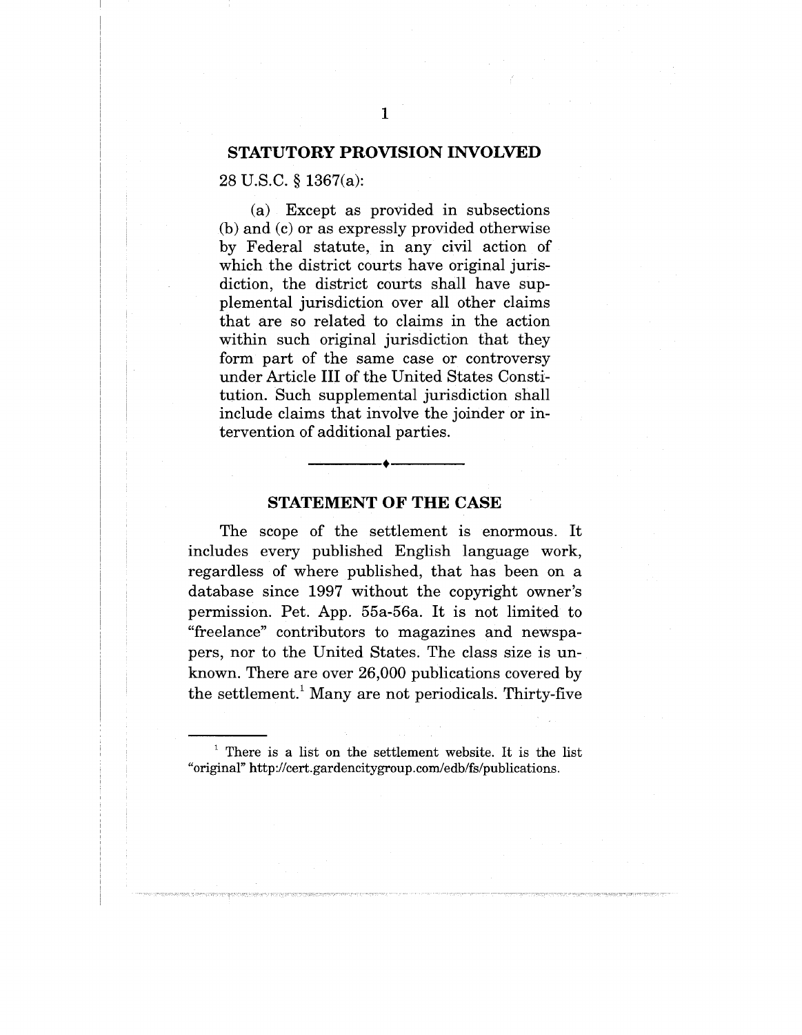## STATUTORY PROVISION INVOLVED

28 U.S.C. § 1367(a):

> (a) Except as provided in subsections (b) and (c) or as expressly provided otherwise by Federal statute, in any civil action of which the district courts have original jurisdiction, the district courts shall have supplemental jurisdiction over all other claims that are so related to claims in the action within such original jurisdiction that they form part of the same case or controversy under Article III of the United States Constitution. Such supplemental jurisdiction shall include claims that involve the joinder or intervention of additional parties.

---

## STATEMENT OF THE CASE

The scope of the settlement is enormous. It includes every published English language work, regardless of where published, that has been on a database since 1997 without the copyright owner's permission. Pet. App. 55a-56a. It is not limited to "freelance" contributors to magazines and newspapers, nor to the United States. The class size is unknown. There are over 26,000 publications covered by the settlement.[1] Many are not periodicals. Thirty-five

---

[1] There is a list on the settlement website. It is the list "original" http://cert.gardencitygroup.com/edb/fs/publications.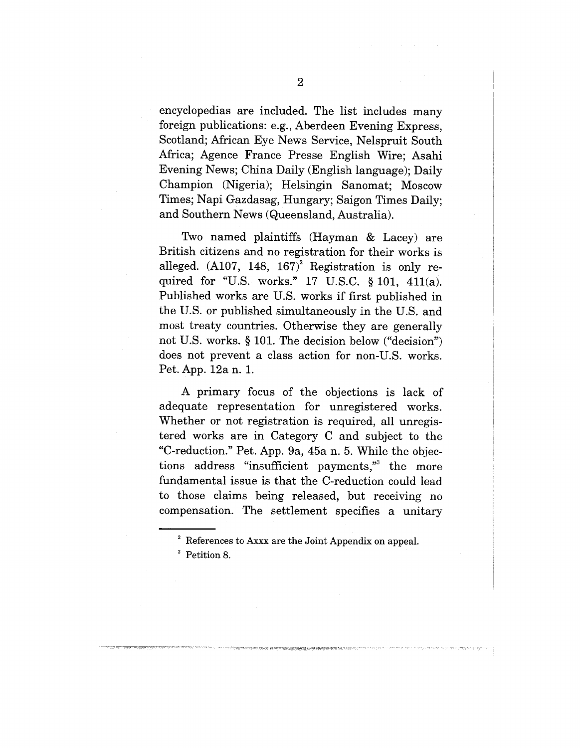encyclopedias are included. The list includes many foreign publications: e.g., Aberdeen Evening Express, Scotland; African Eye News Service, Nelspruit South Africa; Agence France Presse English Wire; Asahi Evening News; China Daily (English language); Daily Champion (Nigeria); Helsingin Sanomat; Moscow Times; Napi Gazdasag, Hungary; Saigon Times Daily; and Southern News (Queensland, Australia).

Two named plaintiffs (Hayman & Lacey) are British citizens and no registration for their works is alleged. (A107, 148, 167)[2] Registration is only required for "U.S. works." 17 U.S.C. § 101, 411(a). Published works are U.S. works if first published in the U.S. or published simultaneously in the U.S. and most treaty countries. Otherwise they are generally not U.S. works. § 101. The decision below ("decision") does not prevent a class action for non-U.S. works. Pet. App. 12a n. 1.

A primary focus of the objections is lack of adequate representation for unregistered works. Whether or not registration is required, all unregistered works are in Category C and subject to the "C-reduction." Pet. App. 9a, 45a n. 5. While the objections address "insufficient payments,"[3] the more fundamental issue is that the C-reduction could lead to those claims being released, but receiving no compensation. The settlement specifies a unitary

---

[2] References to Axxx are the Joint Appendix on appeal.

[3] Petition 8.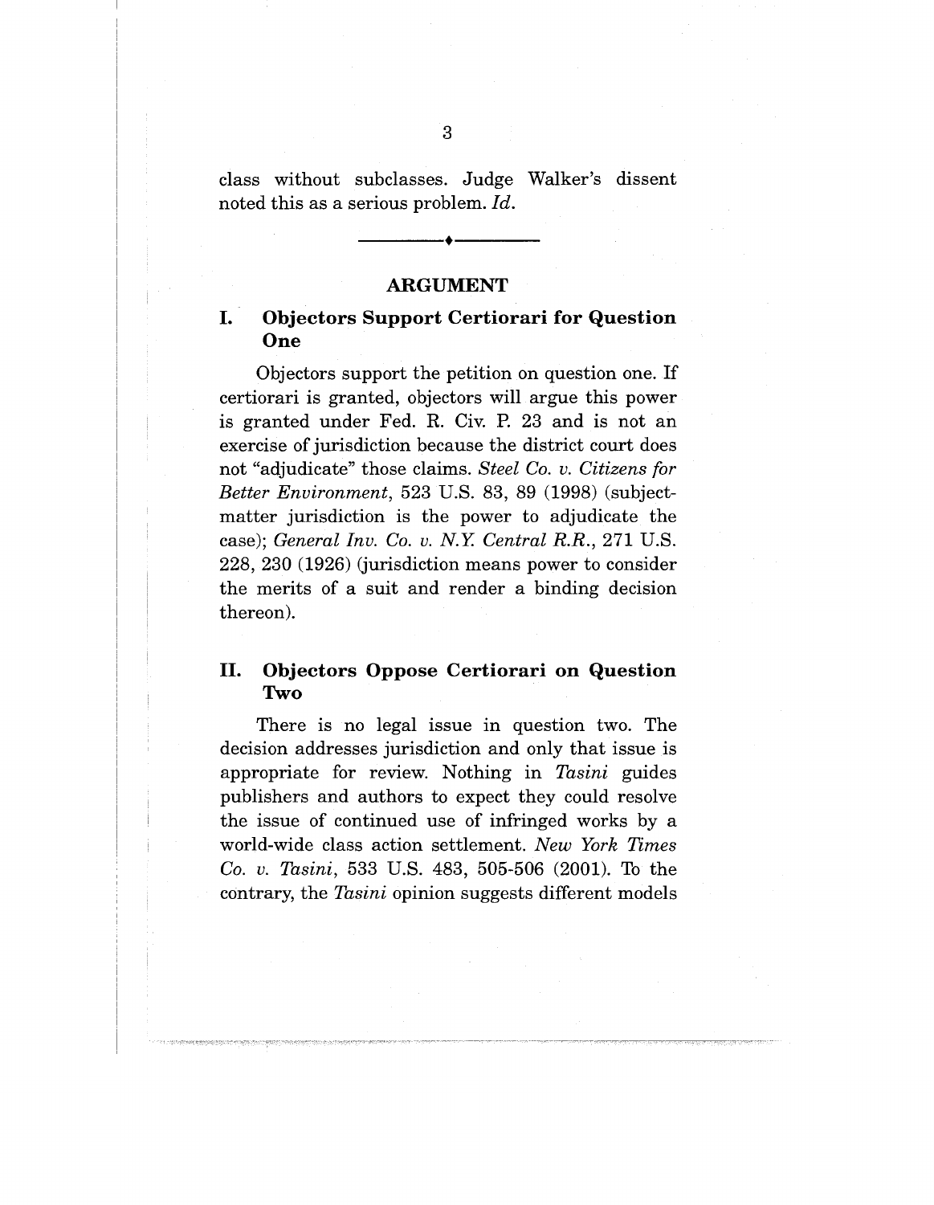class without subclasses. Judge Walker's dissent noted this as a serious problem. *Id.*

---

## ARGUMENT

### I. Objectors Support Certiorari for Question One

Objectors support the petition on question one. If certiorari is granted, objectors will argue this power is granted under Fed. R. Civ. P. 23 and is not an exercise of jurisdiction because the district court does not "adjudicate" those claims. *Steel Co. v. Citizens for Better Environment*, 523 U.S. 83, 89 (1998) (subject-matter jurisdiction is the power to adjudicate the case); *General Inv. Co. v. N.Y. Central R.R.*, 271 U.S. 228, 230 (1926) (jurisdiction means power to consider the merits of a suit and render a binding decision thereon).

### II. Objectors Oppose Certiorari on Question Two

There is no legal issue in question two. The decision addresses jurisdiction and only that issue is appropriate for review. Nothing in *Tasini* guides publishers and authors to expect they could resolve the issue of continued use of infringed works by a world-wide class action settlement. *New York Times Co. v. Tasini*, 533 U.S. 483, 505-506 (2001). To the contrary, the *Tasini* opinion suggests different models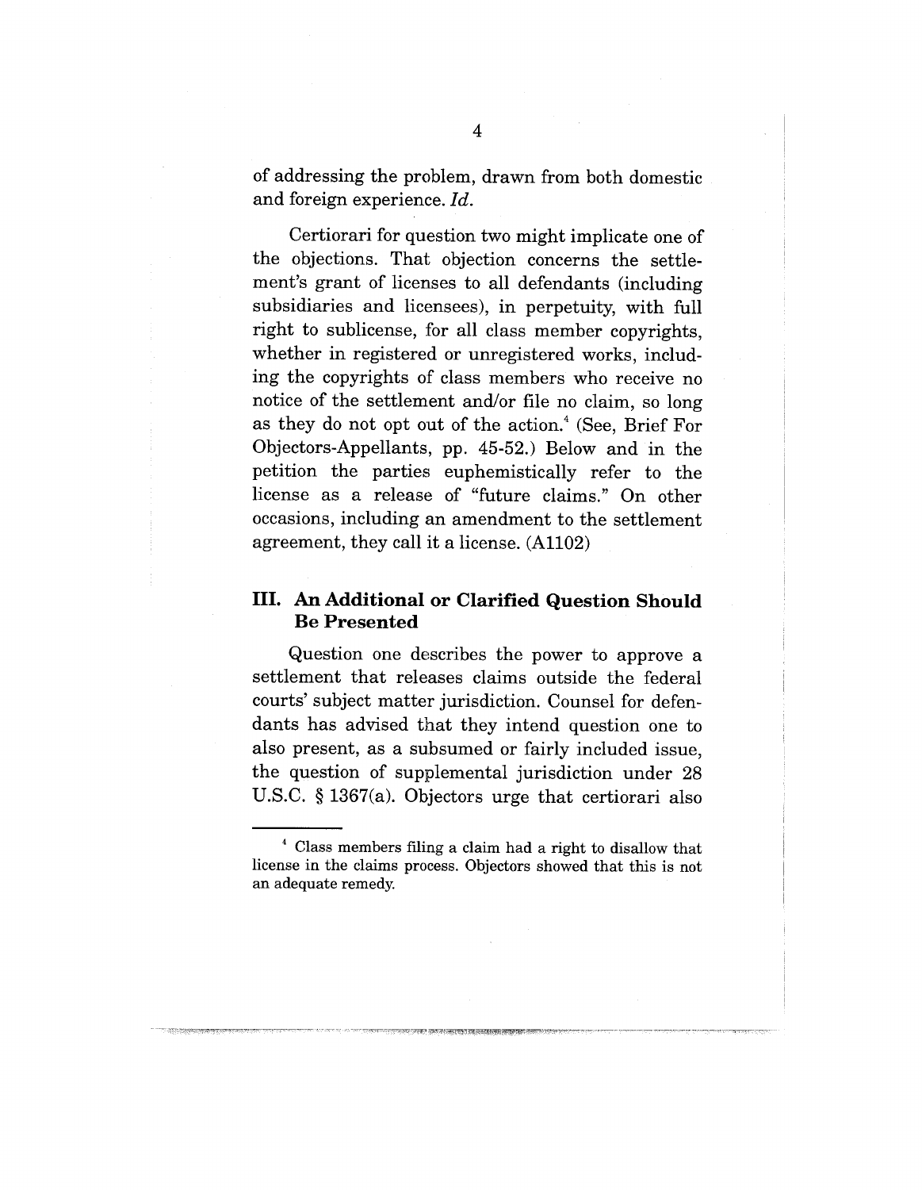of addressing the problem, drawn from both domestic and foreign experience. *Id.*

Certiorari for question two might implicate one of the objections. That objection concerns the settlement's grant of licenses to all defendants (including subsidiaries and licensees), in perpetuity, with full right to sublicense, for all class member copyrights, whether in registered or unregistered works, including the copyrights of class members who receive no notice of the settlement and/or file no claim, so long as they do not opt out of the action.[4] (See, Brief For Objectors-Appellants, pp. 45-52.) Below and in the petition the parties euphemistically refer to the license as a release of "future claims." On other occasions, including an amendment to the settlement agreement, they call it a license. (A1102)

## III. An Additional or Clarified Question Should Be Presented

Question one describes the power to approve a settlement that releases claims outside the federal courts' subject matter jurisdiction. Counsel for defendants has advised that they intend question one to also present, as a subsumed or fairly included issue, the question of supplemental jurisdiction under 28 U.S.C. § 1367(a). Objectors urge that certiorari also

---

[4] Class members filing a claim had a right to disallow that license in the claims process. Objectors showed that this is not an adequate remedy.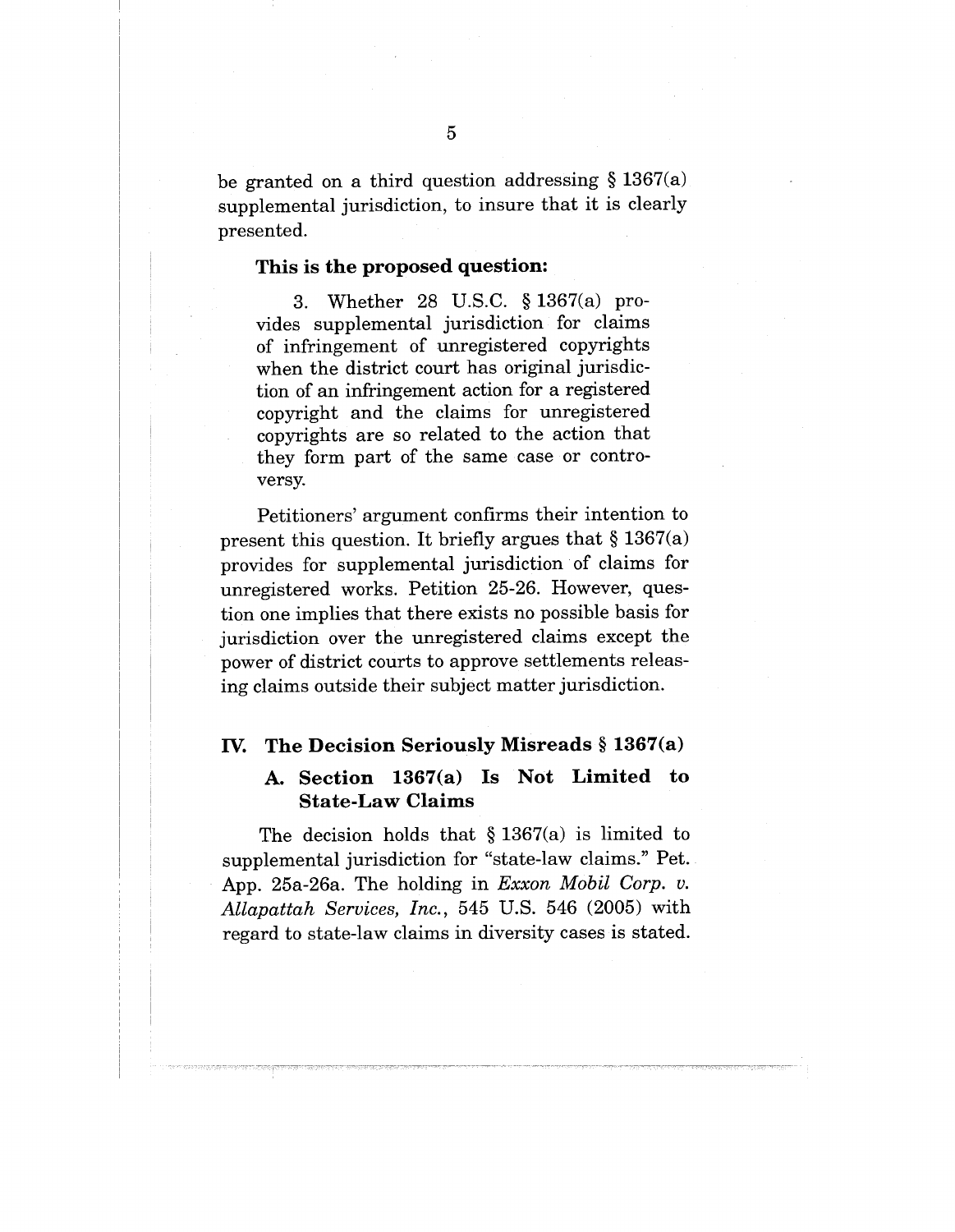be granted on a third question addressing § 1367(a) supplemental jurisdiction, to insure that it is clearly presented.

**This is the proposed question:**

> 3. Whether 28 U.S.C. § 1367(a) provides supplemental jurisdiction for claims of infringement of unregistered copyrights when the district court has original jurisdiction of an infringement action for a registered copyright and the claims for unregistered copyrights are so related to the action that they form part of the same case or controversy.

Petitioners' argument confirms their intention to present this question. It briefly argues that § 1367(a) provides for supplemental jurisdiction of claims for unregistered works. Petition 25-26. However, question one implies that there exists no possible basis for jurisdiction over the unregistered claims except the power of district courts to approve settlements releasing claims outside their subject matter jurisdiction.

## IV. The Decision Seriously Misreads § 1367(a)

### A. Section 1367(a) Is Not Limited to State-Law Claims

The decision holds that § 1367(a) is limited to supplemental jurisdiction for "state-law claims." Pet. App. 25a-26a. The holding in *Exxon Mobil Corp. v. Allapattah Services, Inc.*, 545 U.S. 546 (2005) with regard to state-law claims in diversity cases is stated.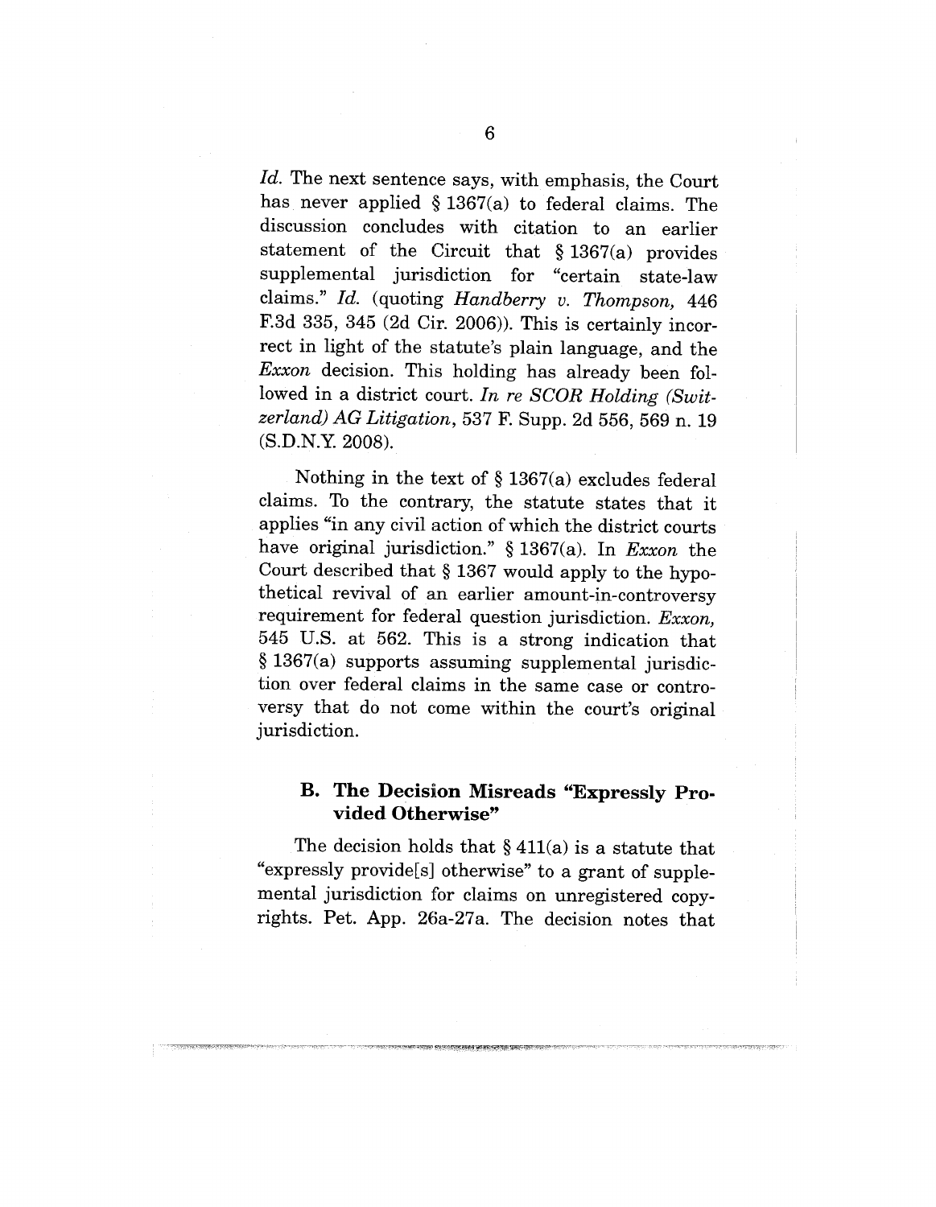*Id.* The next sentence says, with emphasis, the Court has never applied § 1367(a) to federal claims. The discussion concludes with citation to an earlier statement of the Circuit that § 1367(a) provides supplemental jurisdiction for "certain state-law claims." *Id.* (quoting *Handberry v. Thompson*, 446 F.3d 335, 345 (2d Cir. 2006)). This is certainly incorrect in light of the statute's plain language, and the *Exxon* decision. This holding has already been followed in a district court. *In re SCOR Holding (Switzerland) AG Litigation*, 537 F. Supp. 2d 556, 569 n. 19 (S.D.N.Y. 2008).

Nothing in the text of § 1367(a) excludes federal claims. To the contrary, the statute states that it applies "in any civil action of which the district courts have original jurisdiction." § 1367(a). In *Exxon* the Court described that § 1367 would apply to the hypothetical revival of an earlier amount-in-controversy requirement for federal question jurisdiction. *Exxon*, 545 U.S. at 562. This is a strong indication that § 1367(a) supports assuming supplemental jurisdiction over federal claims in the same case or controversy that do not come within the court's original jurisdiction.

### B. The Decision Misreads "Expressly Provided Otherwise"

The decision holds that § 411(a) is a statute that "expressly provide[s] otherwise" to a grant of supplemental jurisdiction for claims on unregistered copyrights. Pet. App. 26a-27a. The decision notes that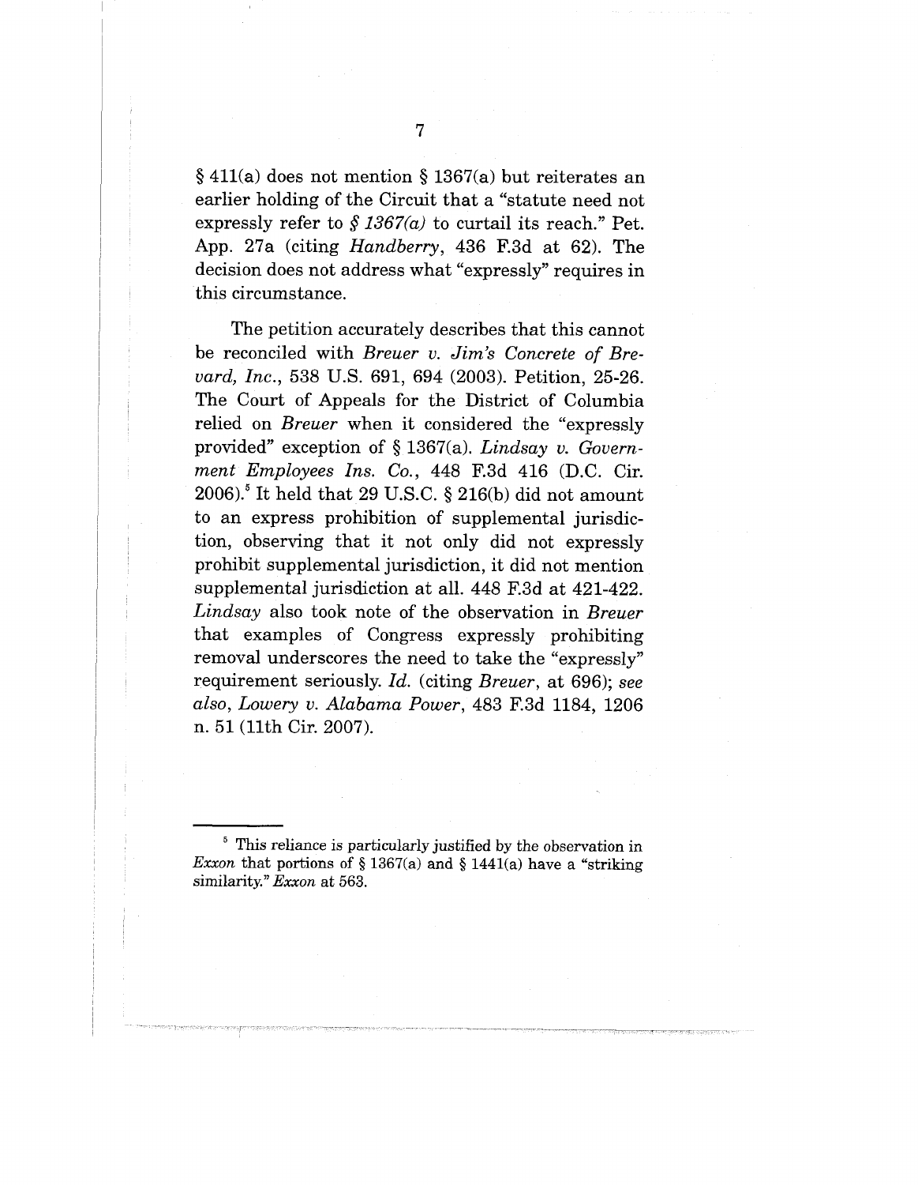§ 411(a) does not mention § 1367(a) but reiterates an earlier holding of the Circuit that a "statute need not expressly refer to *§ 1367(a)* to curtail its reach." Pet. App. 27a (citing *Handberry*, 436 F.3d at 62). The decision does not address what "expressly" requires in this circumstance.

The petition accurately describes that this cannot be reconciled with *Breuer v. Jim's Concrete of Brevard, Inc.*, 538 U.S. 691, 694 (2003). Petition, 25-26. The Court of Appeals for the District of Columbia relied on *Breuer* when it considered the "expressly provided" exception of § 1367(a). *Lindsay v. Government Employees Ins. Co.*, 448 F.3d 416 (D.C. Cir. 2006).[5] It held that 29 U.S.C. § 216(b) did not amount to an express prohibition of supplemental jurisdiction, observing that it not only did not expressly prohibit supplemental jurisdiction, it did not mention supplemental jurisdiction at all. 448 F.3d at 421-422. *Lindsay* also took note of the observation in *Breuer* that examples of Congress expressly prohibiting removal underscores the need to take the "expressly" requirement seriously. *Id.* (citing *Breuer*, at 696); *see also*, *Lowery v. Alabama Power*, 483 F.3d 1184, 1206 n. 51 (11th Cir. 2007).

---

[5] This reliance is particularly justified by the observation in *Exxon* that portions of § 1367(a) and § 1441(a) have a "striking similarity." *Exxon* at 563.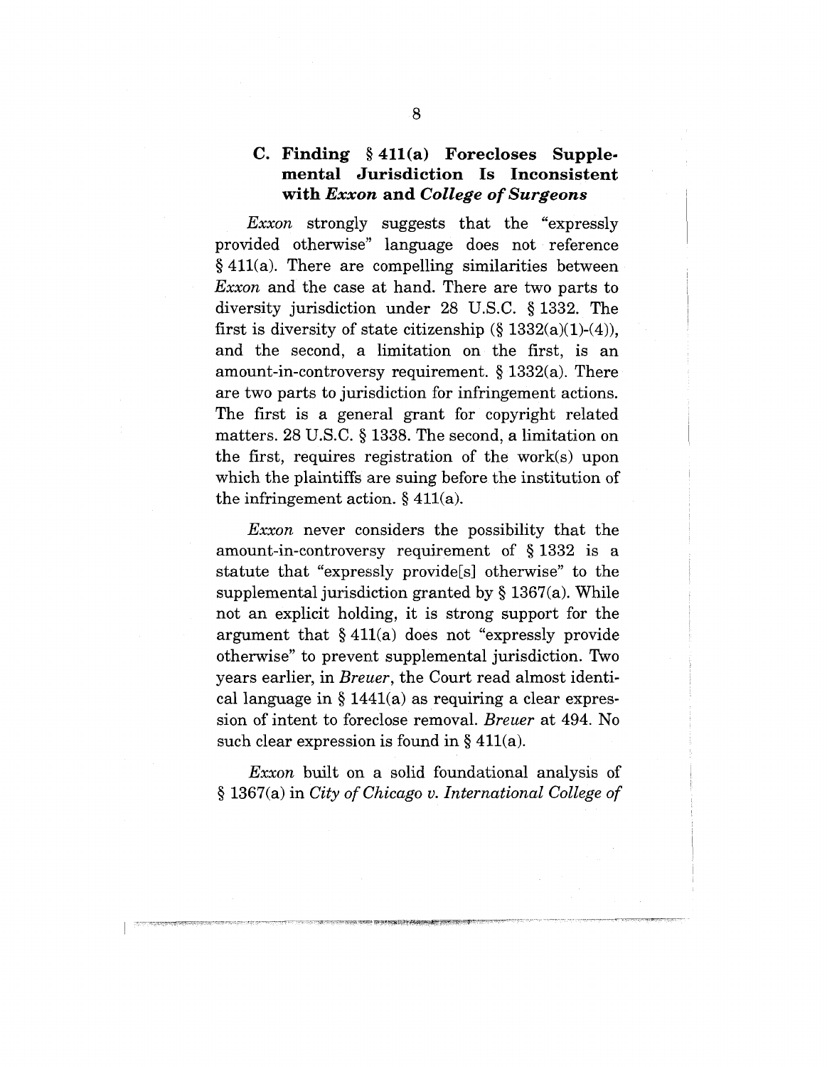### C. Finding § 411(a) Forecloses Supplemental Jurisdiction Is Inconsistent with *Exxon* and *College of Surgeons*

*Exxon* strongly suggests that the "expressly provided otherwise" language does not reference § 411(a). There are compelling similarities between *Exxon* and the case at hand. There are two parts to diversity jurisdiction under 28 U.S.C. § 1332. The first is diversity of state citizenship (§ 1332(a)(1)-(4)), and the second, a limitation on the first, is an amount-in-controversy requirement. § 1332(a). There are two parts to jurisdiction for infringement actions. The first is a general grant for copyright related matters. 28 U.S.C. § 1338. The second, a limitation on the first, requires registration of the work(s) upon which the plaintiffs are suing before the institution of the infringement action. § 411(a).

*Exxon* never considers the possibility that the amount-in-controversy requirement of § 1332 is a statute that "expressly provide[s] otherwise" to the supplemental jurisdiction granted by § 1367(a). While not an explicit holding, it is strong support for the argument that § 411(a) does not "expressly provide otherwise" to prevent supplemental jurisdiction. Two years earlier, in *Breuer*, the Court read almost identical language in § 1441(a) as requiring a clear expression of intent to foreclose removal. *Breuer* at 494. No such clear expression is found in § 411(a).

*Exxon* built on a solid foundational analysis of § 1367(a) in *City of Chicago v. International College of*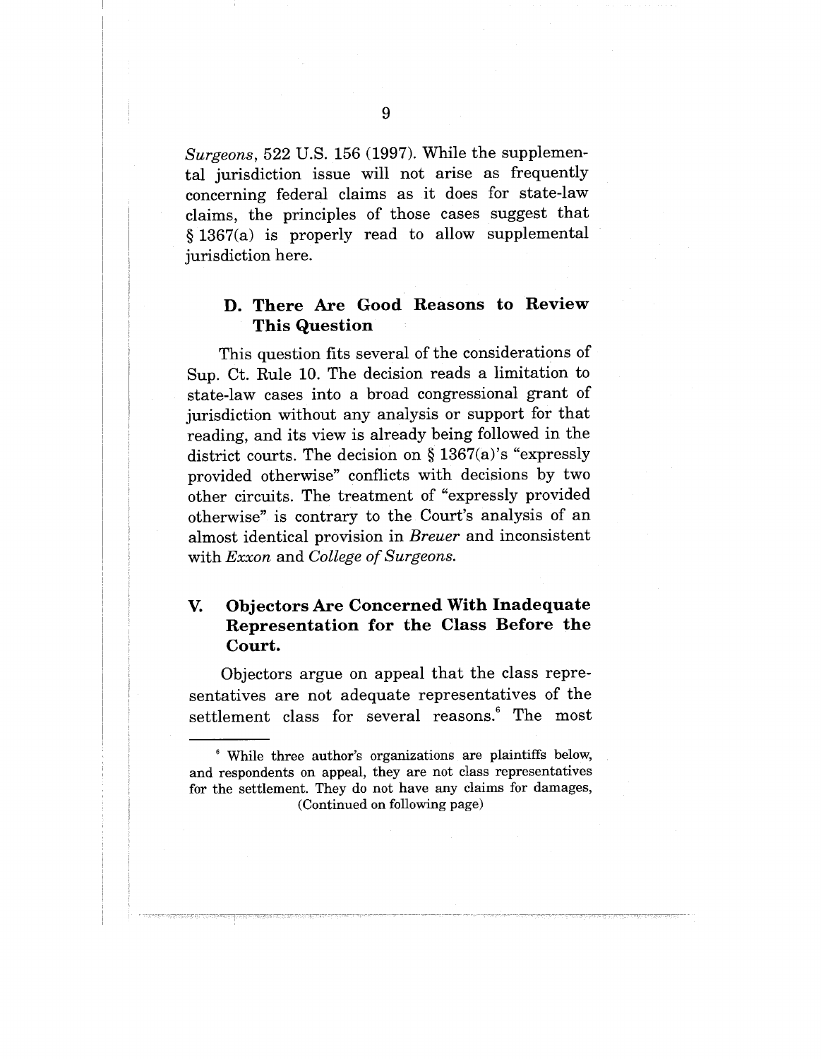*Surgeons*, 522 U.S. 156 (1997). While the supplemental jurisdiction issue will not arise as frequently concerning federal claims as it does for state-law claims, the principles of those cases suggest that § 1367(a) is properly read to allow supplemental jurisdiction here.

### D. There Are Good Reasons to Review This Question

This question fits several of the considerations of Sup. Ct. Rule 10. The decision reads a limitation to state-law cases into a broad congressional grant of jurisdiction without any analysis or support for that reading, and its view is already being followed in the district courts. The decision on § 1367(a)'s "expressly provided otherwise" conflicts with decisions by two other circuits. The treatment of "expressly provided otherwise" is contrary to the Court's analysis of an almost identical provision in *Breuer* and inconsistent with *Exxon* and *College of Surgeons*.

## V. Objectors Are Concerned With Inadequate Representation for the Class Before the Court.

Objectors argue on appeal that the class representatives are not adequate representatives of the settlement class for several reasons.[6] The most

---

[6] While three author's organizations are plaintiffs below, and respondents on appeal, they are not class representatives for the settlement. They do not have any claims for damages, (Continued on following page)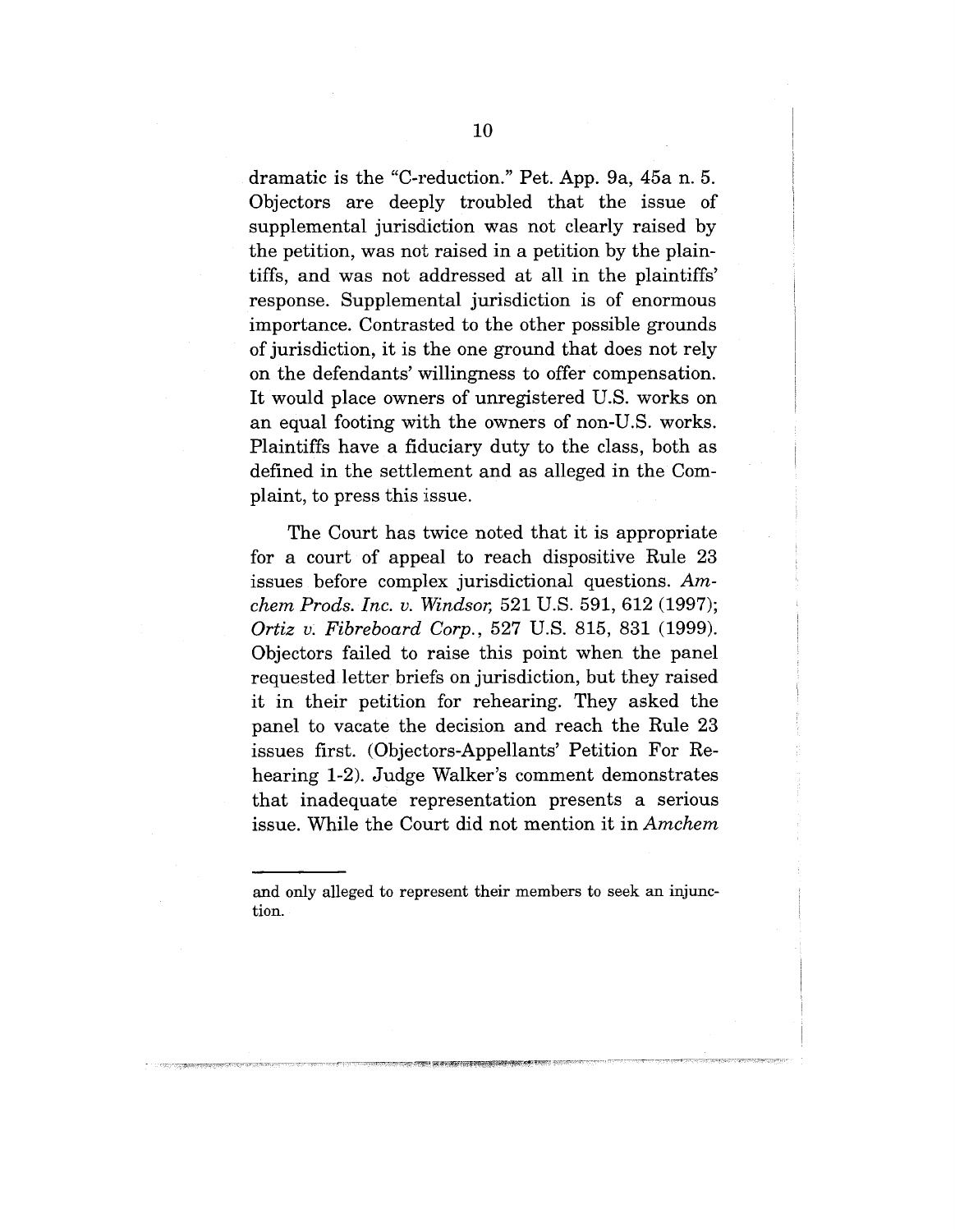dramatic is the "C-reduction." Pet. App. 9a, 45a n. 5. Objectors are deeply troubled that the issue of supplemental jurisdiction was not clearly raised by the petition, was not raised in a petition by the plaintiffs, and was not addressed at all in the plaintiffs' response. Supplemental jurisdiction is of enormous importance. Contrasted to the other possible grounds of jurisdiction, it is the one ground that does not rely on the defendants' willingness to offer compensation. It would place owners of unregistered U.S. works on an equal footing with the owners of non-U.S. works. Plaintiffs have a fiduciary duty to the class, both as defined in the settlement and as alleged in the Complaint, to press this issue.

The Court has twice noted that it is appropriate for a court of appeal to reach dispositive Rule 23 issues before complex jurisdictional questions. *Amchem Prods. Inc. v. Windsor,* 521 U.S. 591, 612 (1997); *Ortiz v. Fibreboard Corp.*, 527 U.S. 815, 831 (1999). Objectors failed to raise this point when the panel requested letter briefs on jurisdiction, but they raised it in their petition for rehearing. They asked the panel to vacate the decision and reach the Rule 23 issues first. (Objectors-Appellants' Petition For Rehearing 1-2). Judge Walker's comment demonstrates that inadequate representation presents a serious issue. While the Court did not mention it in *Amchem*

---

and only alleged to represent their members to seek an injunction.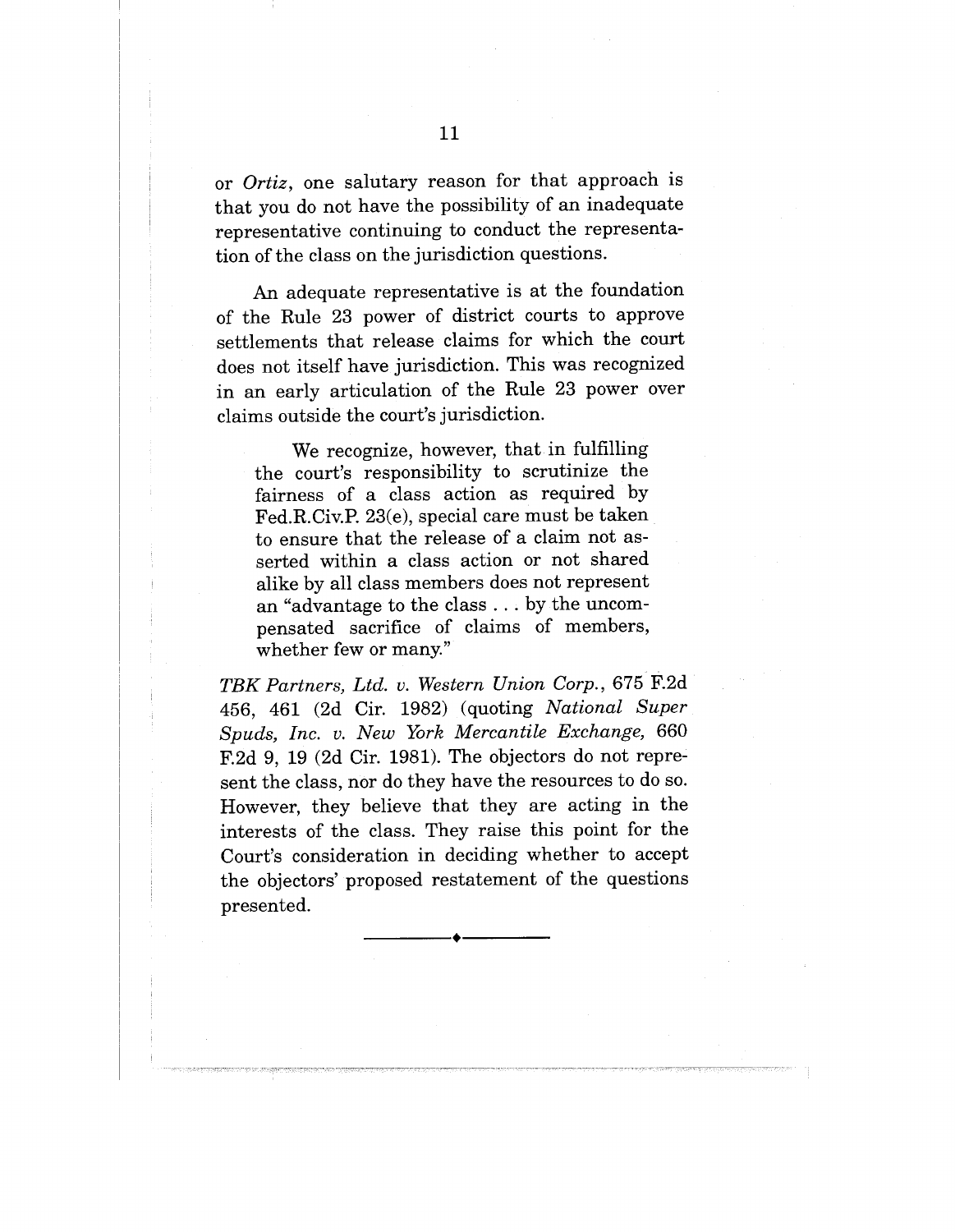or *Ortiz*, one salutary reason for that approach is that you do not have the possibility of an inadequate representative continuing to conduct the representation of the class on the jurisdiction questions.

An adequate representative is at the foundation of the Rule 23 power of district courts to approve settlements that release claims for which the court does not itself have jurisdiction. This was recognized in an early articulation of the Rule 23 power over claims outside the court's jurisdiction.

> We recognize, however, that in fulfilling the court's responsibility to scrutinize the fairness of a class action as required by Fed.R.Civ.P. 23(e), special care must be taken to ensure that the release of a claim not asserted within a class action or not shared alike by all class members does not represent an "advantage to the class . . . by the uncompensated sacrifice of claims of members, whether few or many."

*TBK Partners, Ltd. v. Western Union Corp.*, 675 F.2d 456, 461 (2d Cir. 1982) (quoting *National Super Spuds, Inc. v. New York Mercantile Exchange,* 660 F.2d 9, 19 (2d Cir. 1981). The objectors do not represent the class, nor do they have the resources to do so. However, they believe that they are acting in the interests of the class. They raise this point for the Court's consideration in deciding whether to accept the objectors' proposed restatement of the questions presented.

---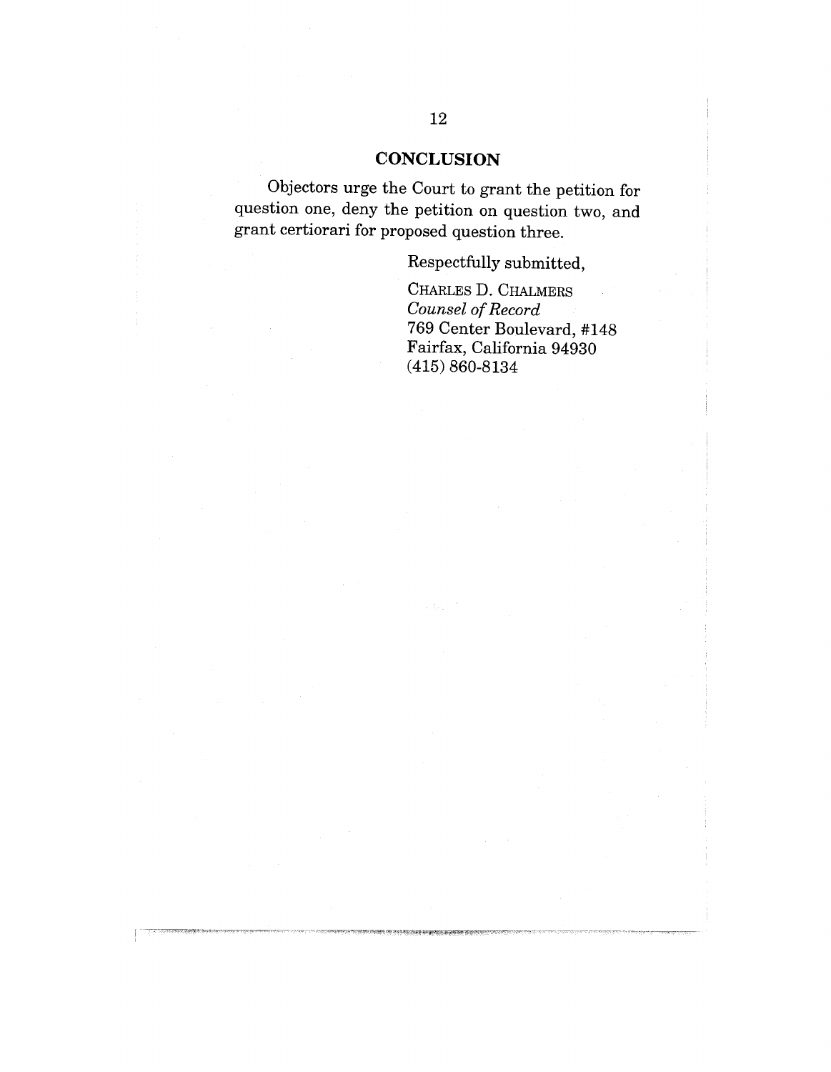## CONCLUSION

Objectors urge the Court to grant the petition for question one, deny the petition on question two, and grant certiorari for proposed question three.

Respectfully submitted,

CHARLES D. CHALMERS
*Counsel of Record*
769 Center Boulevard, #148
Fairfax, California 94930
(415) 860-8134